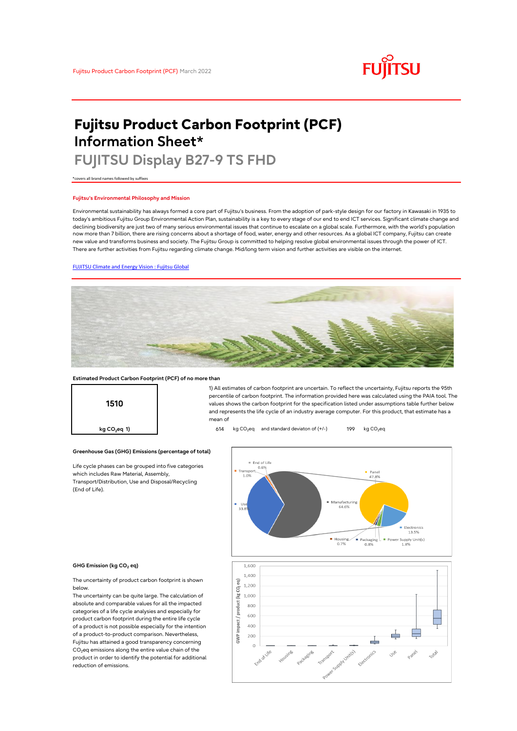# Fujitsu Product Carbon Footprint (PCF) Information Sheet*

## FUJITSU Display B27-9 TS FHD

*covers all brand names followed by suffixes

### Fujitsu's Environmental Philosophy and Mission

Environmental sustainability has always formed a core part of Fujitsu's business. From the adoption of park-style design for our factory in Kawasaki in 1935 to today's ambitious Fujitsu Group Environmental Action Plan, sustainability is a key to every stage of our end to end ICT services. Significant climate change and declining biodiversity are just two of many serious environmental issues that continue to escalate on a global scale. Furthermore, with the world's population now more than 7 billion, there are rising concerns about a shortage of food, water, energy and other resources. As a global ICT company, Fujitsu can create new value and transforms business and society. The Fujitsu Group is committed to helping resolve global environmental issues through the power of ICT. There are further activities from Fujitsu regarding climate change. Mid/long term vision and further activities are visible on the internet.

[FUJITSU Climate and Energy Vision : Fujitsu Global]

### Estimated Product Carbon Footprint (PCF) of no more than

**1510**

**kg $CO_2$eq 1)**

1) All estimates of carbon footprint are uncertain. To reflect the uncertainty, Fujitsu reports the 95th percentile of carbon footprint. The information provided here was calculated using the PAIA tool. The values shows the carbon footprint for the specification listed under assumptions table further below and represents the life cycle of an industry average computer. For this product, that estimate has a mean of

614 kg $CO_2$eq and standard deviaton of (+/-) 199 kg $CO_2$eq

### Greenhouse Gas (GHG) Emissions (percentage of total)

Life cycle phases can be grouped into five categories which includes Raw Material, Assembly, Transport/Distribution, Use and Disposal/Recycling (End of Life).

End of Life 0.6%
Transport 1.0%
Use 33.8%
Manufacturing 64.6%
Panel 47.8%
Electronics 13.5%
Housing 0.7%
Packaging 0.8%
Power Supply Unit(s) 1.8%

### GHG Emission (kg $CO_2$ eq)

The uncertainty of product carbon footprint is shown below.

The uncertainty can be quite large. The calculation of absolute and comparable values for all the impacted categories of a life cycle analysies and especially for product carbon footprint during the entire life cycle of a product is not possible especially for the intention of a product-to-product comparison. Nevertheless, Fujitsu has attained a good transparency concerning $CO_2$eq emissions along the entire value chain of the product in order to identify the potential for additional reduction of emissions.

GWP impact / product (kg $CO_2$ eq): End of Life, Housing, Packaging, Transport, Power Supply Unit(s), Electronics, Use, Panel, Total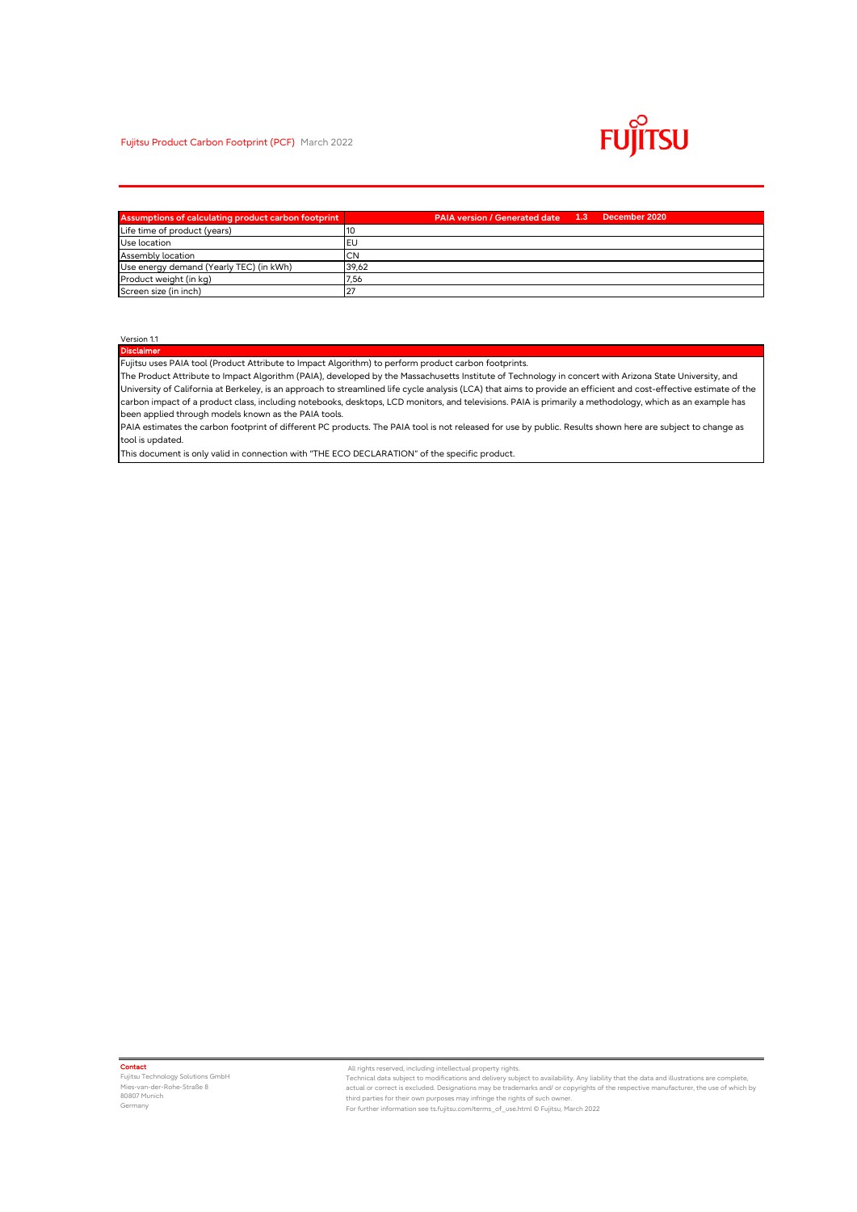Fujitsu Product Carbon Footprint (PCF) March 2022

| Assumptions of calculating product carbon footprint | PAIA version / Generated date 1.3 December 2020 |
|---|---|
| Life time of product (years) | 10 |
| Use location | EU |
| Assembly location | CN |
| Use energy demand (Yearly TEC) (in kWh) | 39,62 |
| Product weight (in kg) | 7,56 |
| Screen size (in inch) | 27 |

Version 1.1

**Disclaimer**

Fujitsu uses PAIA tool (Product Attribute to Impact Algorithm) to perform product carbon footprints.

The Product Attribute to Impact Algorithm (PAIA), developed by the Massachusetts Institute of Technology in concert with Arizona State University, and University of California at Berkeley, is an approach to streamlined life cycle analysis (LCA) that aims to provide an efficient and cost-effective estimate of the carbon impact of a product class, including notebooks, desktops, LCD monitors, and televisions. PAIA is primarily a methodology, which as an example has been applied through models known as the PAIA tools.

PAIA estimates the carbon footprint of different PC products. The PAIA tool is not released for use by public. Results shown here are subject to change as tool is updated.

This document is only valid in connection with "THE ECO DECLARATION" of the specific product.

**Contact**
Fujitsu Technology Solutions GmbH
Mies-van-der-Rohe-Straße 8
80807 Munich
Germany

All rights reserved, including intellectual property rights.
Technical data subject to modifications and delivery subject to availability. Any liability that the data and illustrations are complete, actual or correct is excluded. Designations may be trademarks and/ or copyrights of the respective manufacturer, the use of which by third parties for their own purposes may infringe the rights of such owner.
For further information see ts.fujitsu.com/terms_of_use.html © Fujitsu, March 2022